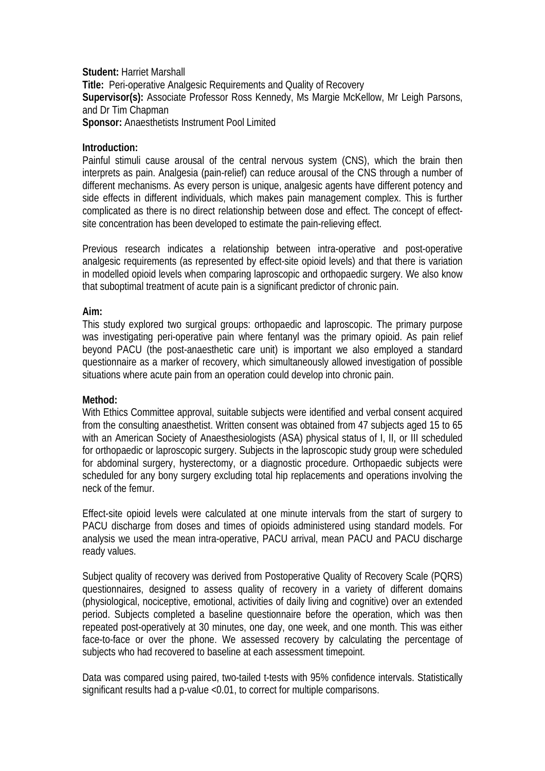**Student:** Harriet Marshall
**Title:** Peri-operative Analgesic Requirements and Quality of Recovery
**Supervisor(s):** Associate Professor Ross Kennedy, Ms Margie McKellow, Mr Leigh Parsons, and Dr Tim Chapman
**Sponsor:** Anaesthetists Instrument Pool Limited

**Introduction:**
Painful stimuli cause arousal of the central nervous system (CNS), which the brain then interprets as pain. Analgesia (pain-relief) can reduce arousal of the CNS through a number of different mechanisms. As every person is unique, analgesic agents have different potency and side effects in different individuals, which makes pain management complex. This is further complicated as there is no direct relationship between dose and effect. The concept of effect-site concentration has been developed to estimate the pain-relieving effect.

Previous research indicates a relationship between intra-operative and post-operative analgesic requirements (as represented by effect-site opioid levels) and that there is variation in modelled opioid levels when comparing laproscopic and orthopaedic surgery. We also know that suboptimal treatment of acute pain is a significant predictor of chronic pain.

**Aim:**
This study explored two surgical groups: orthopaedic and laproscopic. The primary purpose was investigating peri-operative pain where fentanyl was the primary opioid. As pain relief beyond PACU (the post-anaesthetic care unit) is important we also employed a standard questionnaire as a marker of recovery, which simultaneously allowed investigation of possible situations where acute pain from an operation could develop into chronic pain.

**Method:**
With Ethics Committee approval, suitable subjects were identified and verbal consent acquired from the consulting anaesthetist. Written consent was obtained from 47 subjects aged 15 to 65 with an American Society of Anaesthesiologists (ASA) physical status of I, II, or III scheduled for orthopaedic or laproscopic surgery. Subjects in the laproscopic study group were scheduled for abdominal surgery, hysterectomy, or a diagnostic procedure. Orthopaedic subjects were scheduled for any bony surgery excluding total hip replacements and operations involving the neck of the femur.

Effect-site opioid levels were calculated at one minute intervals from the start of surgery to PACU discharge from doses and times of opioids administered using standard models. For analysis we used the mean intra-operative, PACU arrival, mean PACU and PACU discharge ready values.

Subject quality of recovery was derived from Postoperative Quality of Recovery Scale (PQRS) questionnaires, designed to assess quality of recovery in a variety of different domains (physiological, nociceptive, emotional, activities of daily living and cognitive) over an extended period. Subjects completed a baseline questionnaire before the operation, which was then repeated post-operatively at 30 minutes, one day, one week, and one month. This was either face-to-face or over the phone. We assessed recovery by calculating the percentage of subjects who had recovered to baseline at each assessment timepoint.

Data was compared using paired, two-tailed t-tests with 95% confidence intervals. Statistically significant results had a p-value $<0.01$, to correct for multiple comparisons.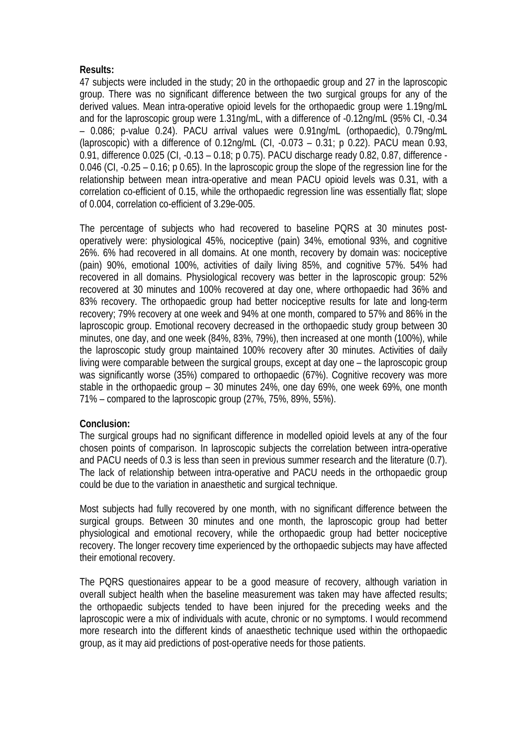**Results:**

47 subjects were included in the study; 20 in the orthopaedic group and 27 in the laproscopic group. There was no significant difference between the two surgical groups for any of the derived values. Mean intra-operative opioid levels for the orthopaedic group were 1.19ng/mL and for the laproscopic group were 1.31ng/mL, with a difference of -0.12ng/mL (95% CI, -0.34 – 0.086; p-value 0.24). PACU arrival values were 0.91ng/mL (orthopaedic), 0.79ng/mL (laproscopic) with a difference of 0.12ng/mL (CI, -0.073 – 0.31; p 0.22). PACU mean 0.93, 0.91, difference 0.025 (CI, -0.13 – 0.18; p 0.75). PACU discharge ready 0.82, 0.87, difference -0.046 (CI, -0.25 – 0.16; p 0.65). In the laproscopic group the slope of the regression line for the relationship between mean intra-operative and mean PACU opioid levels was 0.31, with a correlation co-efficient of 0.15, while the orthopaedic regression line was essentially flat; slope of 0.004, correlation co-efficient of 3.29e-005.

The percentage of subjects who had recovered to baseline PQRS at 30 minutes post-operatively were: physiological 45%, nociceptive (pain) 34%, emotional 93%, and cognitive 26%. 6% had recovered in all domains. At one month, recovery by domain was: nociceptive (pain) 90%, emotional 100%, activities of daily living 85%, and cognitive 57%. 54% had recovered in all domains. Physiological recovery was better in the laproscopic group: 52% recovered at 30 minutes and 100% recovered at day one, where orthopaedic had 36% and 83% recovery. The orthopaedic group had better nociceptive results for late and long-term recovery; 79% recovery at one week and 94% at one month, compared to 57% and 86% in the laproscopic group. Emotional recovery decreased in the orthopaedic study group between 30 minutes, one day, and one week (84%, 83%, 79%), then increased at one month (100%), while the laproscopic study group maintained 100% recovery after 30 minutes. Activities of daily living were comparable between the surgical groups, except at day one – the laproscopic group was significantly worse (35%) compared to orthopaedic (67%). Cognitive recovery was more stable in the orthopaedic group – 30 minutes 24%, one day 69%, one week 69%, one month 71% – compared to the laproscopic group (27%, 75%, 89%, 55%).

**Conclusion:**

The surgical groups had no significant difference in modelled opioid levels at any of the four chosen points of comparison. In laproscopic subjects the correlation between intra-operative and PACU needs of 0.3 is less than seen in previous summer research and the literature (0.7). The lack of relationship between intra-operative and PACU needs in the orthopaedic group could be due to the variation in anaesthetic and surgical technique.

Most subjects had fully recovered by one month, with no significant difference between the surgical groups. Between 30 minutes and one month, the laproscopic group had better physiological and emotional recovery, while the orthopaedic group had better nociceptive recovery. The longer recovery time experienced by the orthopaedic subjects may have affected their emotional recovery.

The PQRS questionaires appear to be a good measure of recovery, although variation in overall subject health when the baseline measurement was taken may have affected results; the orthopaedic subjects tended to have been injured for the preceding weeks and the laproscopic were a mix of individuals with acute, chronic or no symptoms. I would recommend more research into the different kinds of anaesthetic technique used within the orthopaedic group, as it may aid predictions of post-operative needs for those patients.